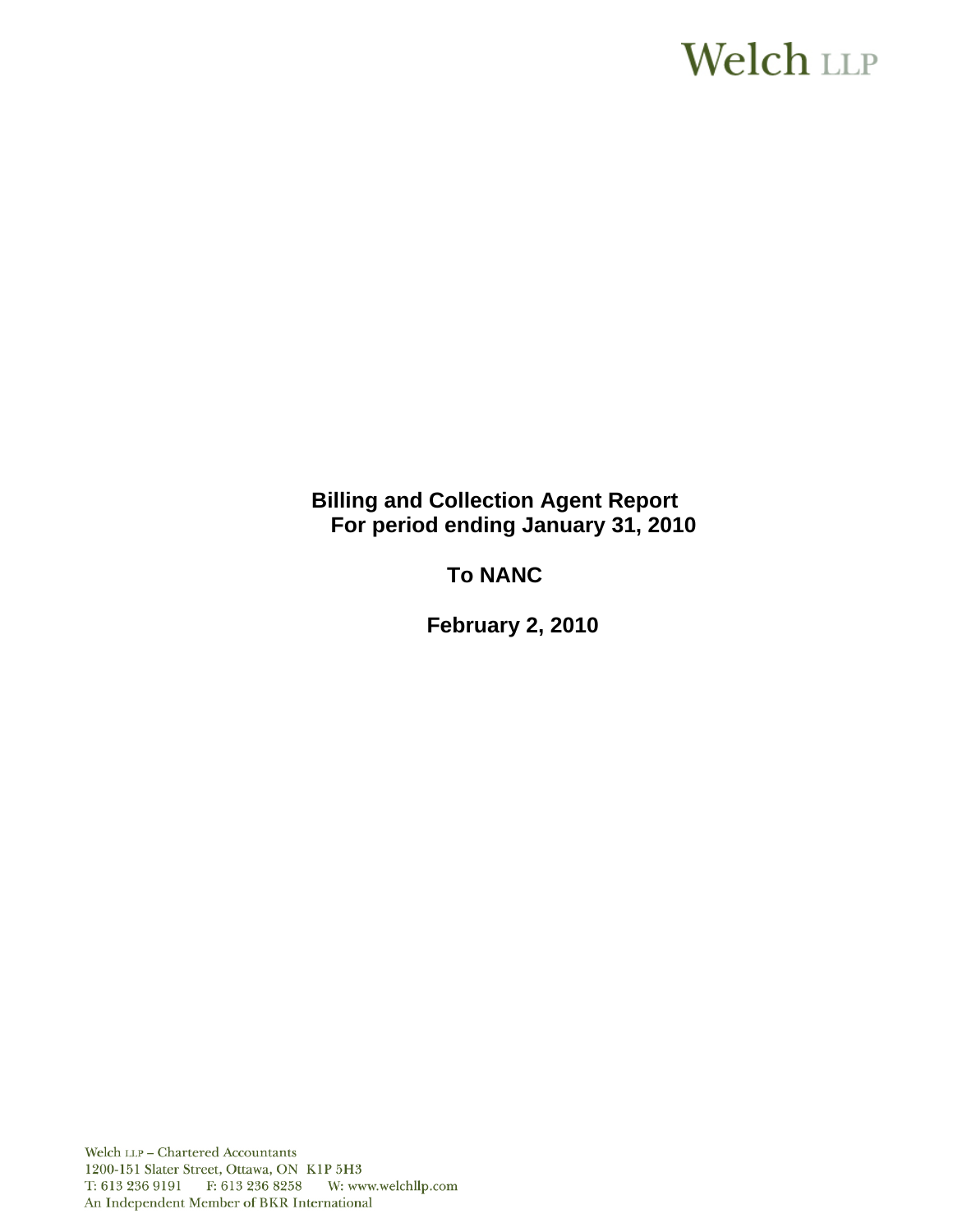Welch LLP

**Billing and Collection Agent Report**
**For period ending January 31, 2010**

**To NANC**

**February 2, 2010**

Welch LLP – Chartered Accountants
1200-151 Slater Street, Ottawa, ON K1P 5H3
T: 613 236 9191 F: 613 236 8258 W: www.welchllp.com
An Independent Member of BKR International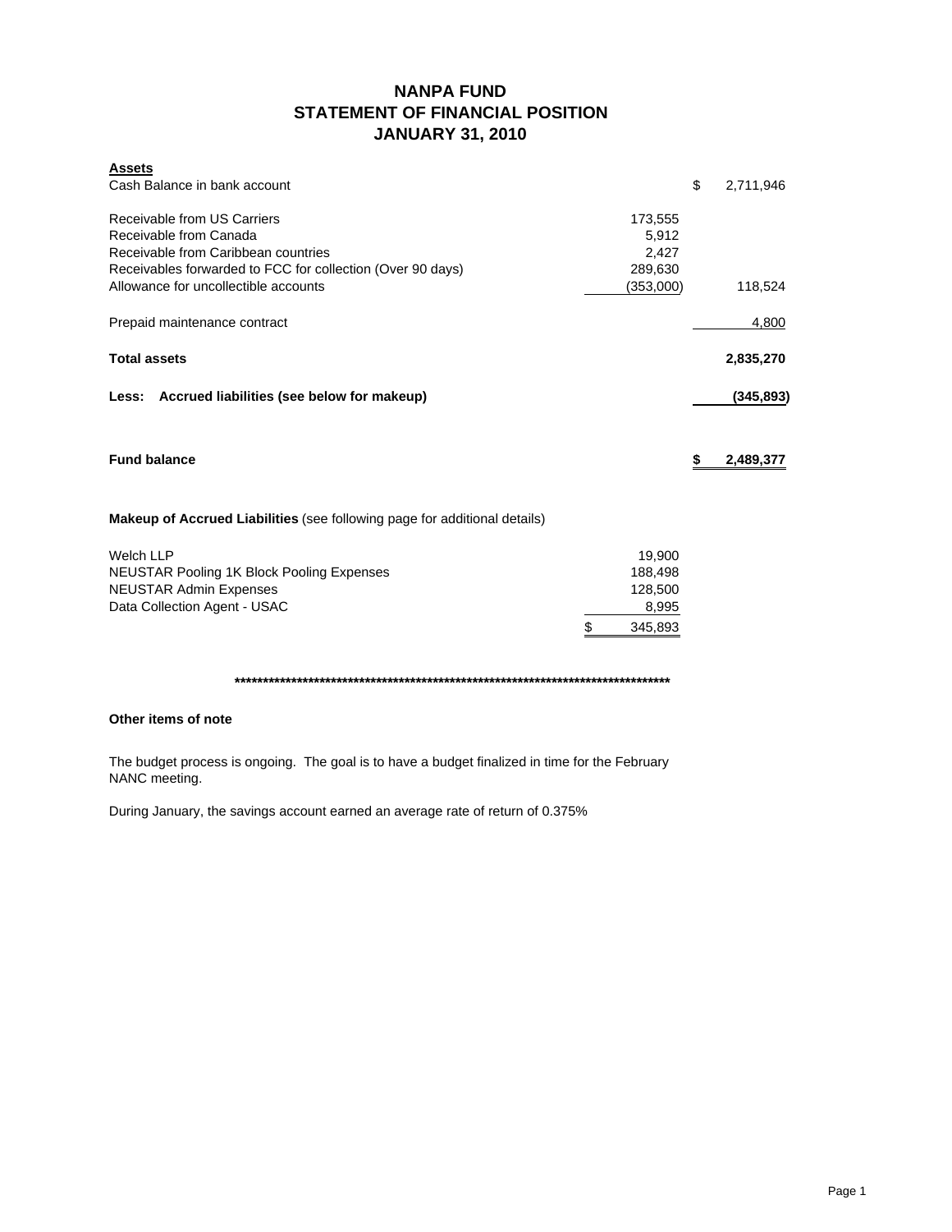# NANPA FUND
## STATEMENT OF FINANCIAL POSITION
## JANUARY 31, 2010

| **Assets** | | |
|---|---|---|
| Cash Balance in bank account | | $ 2,711,946 |
| Receivable from US Carriers | 173,555 | |
| Receivable from Canada | 5,912 | |
| Receivable from Caribbean countries | 2,427 | |
| Receivables forwarded to FCC for collection (Over 90 days) | 289,630 | |
| Allowance for uncollectible accounts | (353,000) | 118,524 |
| Prepaid maintenance contract | | 4,800 |
| **Total assets** | | **2,835,270** |
| **Less: Accrued liabilities (see below for makeup)** | | **(345,893)** |
| **Fund balance** | | **$ 2,489,377** |

**Makeup of Accrued Liabilities** (see following page for additional details)

| | |
|---|---|
| Welch LLP | 19,900 |
| NEUSTAR Pooling 1K Block Pooling Expenses | 188,498 |
| NEUSTAR Admin Expenses | 128,500 |
| Data Collection Agent - USAC | 8,995 |
| | $ 345,893 |

********************************************************************************

**Other items of note**

The budget process is ongoing. The goal is to have a budget finalized in time for the February NANC meeting.

During January, the savings account earned an average rate of return of 0.375%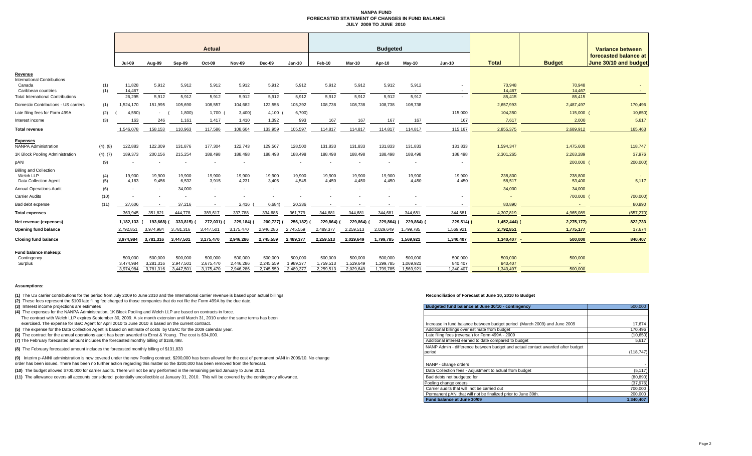# NANPA FUND
## FORECASTED STATEMENT OF CHANGES IN FUND BALANCE
### JULY 2009 TO JUNE 2010

| | | Actual | | | | | | | Budgeted | | | | | | | Variance between forecasted balance at June 30/10 and budget |
|---|---|---|---|---|---|---|---|---|---|---|---|---|---|---|---|---|
| | | Jul-09 | Aug-09 | Sep-09 | Oct-09 | Nov-09 | Dec-09 | Jan-10 | Feb-10 | Mar-10 | Apr-10 | May-10 | Jun-10 | Total | Budget | |
| **Revenue** | | | | | | | | | | | | | | | | |
| International Contributions | | | | | | | | | | | | | | | | |
| Canada | (1) | 11,828 | 5,912 | 5,912 | 5,912 | 5,912 | 5,912 | 5,912 | 5,912 | 5,912 | 5,912 | 5,912 | - | 70,948 | 70,948 | - |
| Caribbean countries | (1) | 14,467 | - | - | - | - | - | - | - | - | - | - | - | 14,467 | 14,467 | - |
| Total International Contributions | | 26,295 | 5,912 | 5,912 | 5,912 | 5,912 | 5,912 | 5,912 | 5,912 | 5,912 | 5,912 | 5,912 | - | 85,415 | 85,415 | - |
| Domestic Contributions - US carriers | (1) | 1,524,170 | 151,995 | 105,690 | 108,557 | 104,682 | 122,555 | 105,392 | 108,738 | 108,738 | 108,738 | 108,738 | | 2,657,993 | 2,487,497 | 170,496 |
| Late filing fees for Form 499A | (2) | (4,550) | - | (1,800) | 1,700 | (3,400) | 4,100 | (6,700) | | | | | 115,000 | 104,350 | 115,000 | (10,650) |
| Interest income | (3) | 163 | 246 | 1,161 | 1,417 | 1,410 | 1,392 | 993 | 167 | 167 | 167 | 167 | 167 | 7,617 | 2,000 | 5,617 |
| **Total revenue** | | 1,546,078 | 158,153 | 110,963 | 117,586 | 108,604 | 133,959 | 105,597 | 114,817 | 114,817 | 114,817 | 114,817 | 115,167 | 2,855,375 | 2,689,912 | 165,463 |
| **Expenses** | | | | | | | | | | | | | | | | |
| NANPA Administration | (4), (8) | 122,883 | 122,309 | 131,876 | 177,304 | 122,743 | 129,567 | 128,500 | 131,833 | 131,833 | 131,833 | 131,833 | 131,833 | 1,594,347 | 1,475,600 | 118,747 |
| 1K Block Pooling Administration | (4), (7) | 189,373 | 200,156 | 215,254 | 188,498 | 188,498 | 188,498 | 188,498 | 188,498 | 188,498 | 188,498 | 188,498 | 188,498 | 2,301,265 | 2,263,289 | 37,976 |
| pANI | (9) | - | - | - | - | - | | - | - | - | - | - | - | | 200,000 | (200,000) |
| Billing and Collection | | | | | | | | | | | | | | | | |
| Welch LLP | (4) | 19,900 | 19,900 | 19,900 | 19,900 | 19,900 | 19,900 | 19,900 | 19,900 | 19,900 | 19,900 | 19,900 | 19,900 | 238,800 | 238,800 | - |
| Data Collection Agent | (5) | 4,183 | 9,456 | 6,532 | 3,915 | 4,231 | 3,405 | 4,545 | 4,450 | 4,450 | 4,450 | 4,450 | 4,450 | 58,517 | 53,400 | 5,117 |
| Annual Operations Audit | (6) | - | - | 34,000 | - | - | - | - | - | - | - | | | 34,000 | 34,000 | |
| Carrier Audits | (10) | - | - | - | - | - | - | - | - | - | - | - | - | - | 700,000 | (700,000) |
| Bad debt expense | (11) | 27,606 | - | 37,216 | - | 2,416 | (6,684) | 20,336 | - | - | - | - | - | 80,890 | - | 80,890 |
| **Total expenses** | | 363,945 | 351,821 | 444,778 | 389,617 | 337,788 | 334,686 | 361,779 | 344,681 | 344,681 | 344,681 | 344,681 | 344,681 | 4,307,819 | 4,965,089 | (657,270) |
| **Net revenue (expenses)** | | 1,182,133 | (193,668) | (333,815) | (272,031) | (229,184) | (200,727) | (256,182) | (229,864) | (229,864) | (229,864) | (229,864) | (229,514) | (1,452,444) | (2,275,177) | 822,733 |
| **Opening fund balance** | | 2,792,851 | 3,974,984 | 3,781,316 | 3,447,501 | 3,175,470 | 2,946,286 | 2,745,559 | 2,489,377 | 2,259,513 | 2,029,649 | 1,799,785 | 1,569,921 | 2,792,851 | 1,775,177 | 17,674 |
| **Closing fund balance** | | 3,974,984 | 3,781,316 | 3,447,501 | 3,175,470 | 2,946,286 | 2,745,559 | 2,489,377 | 2,259,513 | 2,029,649 | 1,799,785 | 1,569,921 | 1,340,407 | 1,340,407 | 500,000 | 840,407 |
| **Fund balance makeup:** | | | | | | | | | | | | | | | | |
| Contingency | | 500,000 | 500,000 | 500,000 | 500,000 | 500,000 | 500,000 | 500,000 | 500,000 | 500,000 | 500,000 | 500,000 | 500,000 | 500,000 | 500,000 | |
| Surplus | | 3,474,984 | 3,281,316 | 2,947,501 | 2,675,470 | 2,446,286 | 2,245,559 | 1,989,377 | 1,759,513 | 1,529,649 | 1,299,785 | 1,069,921 | 840,407 | 840,407 | - | |
| | | 3,974,984 | 3,781,316 | 3,447,501 | 3,175,470 | 2,946,286 | 2,745,559 | 2,489,377 | 2,259,513 | 2,029,649 | 1,799,785 | 1,569,921 | 1,340,407 | 1,340,407 | 500,000 | |

**Assumptions:**

**(1)** The US carrier contributions for the period from July 2009 to June 2010 and the International carrier revenue is based upon actual billings.

**(2)** These fees represent the $100 late filing fee charged to those companies that do not file the Form 499A by the due date.

**(3)** Interest income projections are estimates

**(4)** The expenses for the NANPA Administration, 1K Block Pooling Administration and Welch LLP are based on contracts in force.
The contract with Welch LLP expires September 30, 2009. A six month extension until March 31, 2010 under the same terms has been exercised. The expense for B&C Agent for April 2010 to June 2010 is based on the current contract.

**(5)** The expense for the Data Collection Agent is based on estimate of costs by USAC for the 2009 calendar year.

**(6)** The contract for the annual operations audit has been awarded to Ernst & Young. The cost is $34,000.

**(7)** The February forecasted amount includes the forecasted monthly billing of $188,498.

**(8)** The February forecasted amount includes the forecasted monthly billing of $131,833

**(9)** Interim p-ANNI administration is now covered under the new Pooling contract. $200,000 has been allowed for the cost of permanent pANI in 2009/10. No change order has been issued. There has been no further action regarding this matter so the $200,000 has been removed from the forecast.

**(10)** The budget allowed $700,000 for carrier audits. There will not be any performed in the remaining period January to June 2010.

**(11)** The allowance covers all accounts considered potentially uncollectible at January 31, 2010. This will be covered by the contingency allowance.

**Reconciliation of Forecast at June 30, 2010 to Budget**

| Budgeted fund balance at June 30/10 - contingency | 500,000 |
|---|---|
| Increase in fund balance between budget period (March 2009) and June 2009 | 17,674 |
| Additional billings over estimate from budget | 170,496 |
| Late filing fees (reversal) for Form 499A - 2009 | (10,650) |
| Additional interest earned to date compared to budget | 5,617 |
| NANP Admin - difference between budget and actual contact awarded after budget period | (118,747) |
| NANP - change orders | - |
| Data Collection fees - Adjustment to actual from budget | (5,117) |
| Bad debts not budgeted for | (80,890) |
| Pooling change orders | (37,976) |
| Carrier audits that will not be carried out | 700,000 |
| Permanent pANi that will not be finalized prior to June 30th. | 200,000 |
| **Fund balance at June 30/09** | **1,340,407** |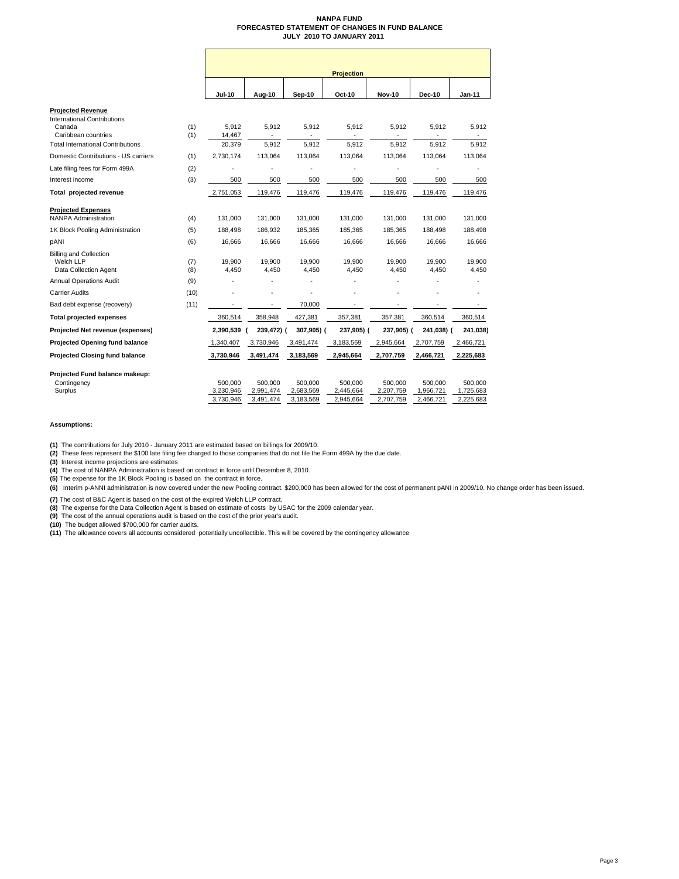# NANPA FUND
## FORECASTED STATEMENT OF CHANGES IN FUND BALANCE
### JULY 2010 TO JANUARY 2011

| | | Projection | | | | | | |
|---|---|---|---|---|---|---|---|---|
| | | Jul-10 | Aug-10 | Sep-10 | Oct-10 | Nov-10 | Dec-10 | Jan-11 |
| **Projected Revenue** | | | | | | | | |
| International Contributions | | | | | | | | |
| Canada | (1) | 5,912 | 5,912 | 5,912 | 5,912 | 5,912 | 5,912 | 5,912 |
| Caribbean countries | (1) | 14,467 | - | - | - | - | - | - |
| Total International Contributions | | 20,379 | 5,912 | 5,912 | 5,912 | 5,912 | 5,912 | 5,912 |
| Domestic Contributions - US carriers | (1) | 2,730,174 | 113,064 | 113,064 | 113,064 | 113,064 | 113,064 | 113,064 |
| Late filing fees for Form 499A | (2) | - | - | - | - | - | - | - |
| Interest income | (3) | 500 | 500 | 500 | 500 | 500 | 500 | 500 |
| **Total projected revenue** | | 2,751,053 | 119,476 | 119,476 | 119,476 | 119,476 | 119,476 | 119,476 |
| **Projected Expenses** | | | | | | | | |
| NANPA Administration | (4) | 131,000 | 131,000 | 131,000 | 131,000 | 131,000 | 131,000 | 131,000 |
| 1K Block Pooling Administration | (5) | 188,498 | 186,932 | 185,365 | 185,365 | 185,365 | 188,498 | 188,498 |
| pANI | (6) | 16,666 | 16,666 | 16,666 | 16,666 | 16,666 | 16,666 | 16,666 |
| Billing and Collection | | | | | | | | |
| Welch LLP | (7) | 19,900 | 19,900 | 19,900 | 19,900 | 19,900 | 19,900 | 19,900 |
| Data Collection Agent | (8) | 4,450 | 4,450 | 4,450 | 4,450 | 4,450 | 4,450 | 4,450 |
| Annual Operations Audit | (9) | - | - | - | - | - | - | - |
| Carrier Audits | (10) | - | - | - | - | - | - | - |
| Bad debt expense (recovery) | (11) | - | - | 70,000 | - | - | - | - |
| **Total projected expenses** | | 360,514 | 358,948 | 427,381 | 357,381 | 357,381 | 360,514 | 360,514 |
| **Projected Net revenue (expenses)** | | **2,390,539** | **(239,472)** | **(307,905)** | **(237,905)** | **(237,905)** | **(241,038)** | **(241,038)** |
| **Projected Opening fund balance** | | 1,340,407 | 3,730,946 | 3,491,474 | 3,183,569 | 2,945,664 | 2,707,759 | 2,466,721 |
| **Projected Closing fund balance** | | **3,730,946** | **3,491,474** | **3,183,569** | **2,945,664** | **2,707,759** | **2,466,721** | **2,225,683** |
| **Projected Fund balance makeup:** | | | | | | | | |
| Contingency | | 500,000 | 500,000 | 500,000 | 500,000 | 500,000 | 500,000 | 500,000 |
| Surplus | | 3,230,946 | 2,991,474 | 2,683,569 | 2,445,664 | 2,207,759 | 1,966,721 | 1,725,683 |
| | | 3,730,946 | 3,491,474 | 3,183,569 | 2,945,664 | 2,707,759 | 2,466,721 | 2,225,683 |

**Assumptions:**

**(1)** The contributions for July 2010 - January 2011 are estimated based on billings for 2009/10.

**(2)** These fees represent the $100 late filing fee charged to those companies that do not file the Form 499A by the due date.

**(3)** Interest income projections are estimates

**(4)** The cost of NANPA Administration is based on contract in force until December 8, 2010.

**(5)** The expense for the 1K Block Pooling is based on the contract in force.

**(6)** Interim p-ANNI administration is now covered under the new Pooling contract. $200,000 has been allowed for the cost of permanent pANI in 2009/10. No change order has been issued.

**(7)** The cost of B&C Agent is based on the cost of the expired Welch LLP contract.

**(8)** The expense for the Data Collection Agent is based on estimate of costs by USAC for the 2009 calendar year.

**(9)** The cost of the annual operations audit is based on the cost of the prior year's audit.

**(10)** The budget allowed $700,000 for carrier audits.

**(11)** The allowance covers all accounts considered potentially uncollectible. This will be covered by the contingency allowance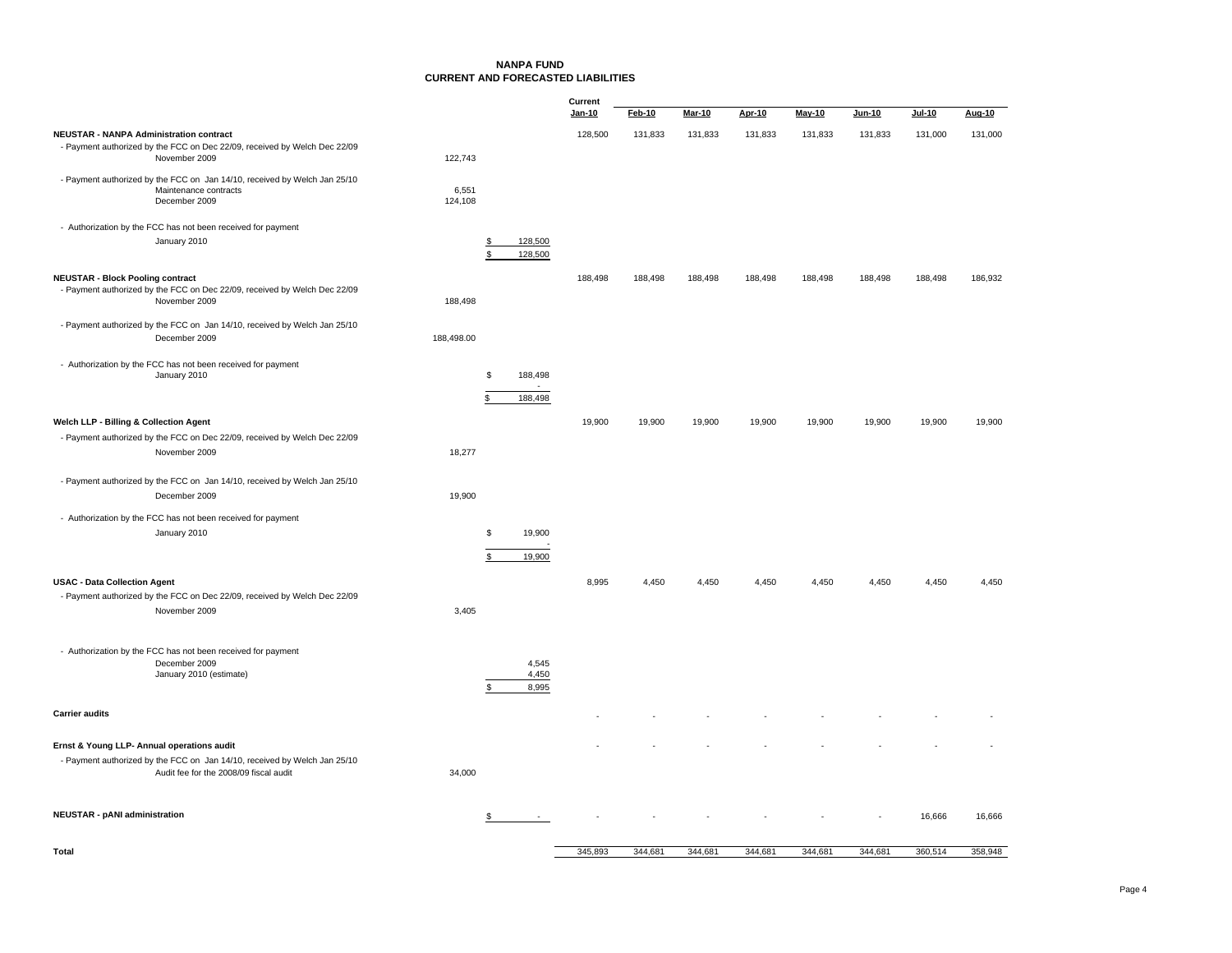# NANPA FUND
## CURRENT AND FORECASTED LIABILITIES

| | | | Current Jan-10 | Feb-10 | Mar-10 | Apr-10 | May-10 | Jun-10 | Jul-10 | Aug-10 |
|---|---|---|---|---|---|---|---|---|---|---|
| **NEUSTAR - NANPA Administration contract** | | | 128,500 | 131,833 | 131,833 | 131,833 | 131,833 | 131,833 | 131,000 | 131,000 |
| - Payment authorized by the FCC on Dec 22/09, received by Welch Dec 22/09 | | | | | | | | | | |
| November 2009 | 122,743 | | | | | | | | | |
| - Payment authorized by the FCC on Jan 14/10, received by Welch Jan 25/10 | | | | | | | | | | |
| Maintenance contracts | 6,551 | | | | | | | | | |
| December 2009 | 124,108 | | | | | | | | | |
| - Authorization by the FCC has not been received for payment | | | | | | | | | | |
| January 2010 | | $ 128,500 | | | | | | | | |
| | | $ 128,500 | | | | | | | | |
| **NEUSTAR - Block Pooling contract** | | | 188,498 | 188,498 | 188,498 | 188,498 | 188,498 | 188,498 | 188,498 | 186,932 |
| - Payment authorized by the FCC on Dec 22/09, received by Welch Dec 22/09 | | | | | | | | | | |
| November 2009 | 188,498 | | | | | | | | | |
| - Payment authorized by the FCC on Jan 14/10, received by Welch Jan 25/10 | | | | | | | | | | |
| December 2009 | 188,498.00 | | | | | | | | | |
| - Authorization by the FCC has not been received for payment | | | | | | | | | | |
| January 2010 | | $ 188,498 | | | | | | | | |
| | | - | | | | | | | | |
| | | $ 188,498 | | | | | | | | |
| **Welch LLP - Billing & Collection Agent** | | | 19,900 | 19,900 | 19,900 | 19,900 | 19,900 | 19,900 | 19,900 | 19,900 |
| - Payment authorized by the FCC on Dec 22/09, received by Welch Dec 22/09 | | | | | | | | | | |
| November 2009 | 18,277 | | | | | | | | | |
| - Payment authorized by the FCC on Jan 14/10, received by Welch Jan 25/10 | | | | | | | | | | |
| December 2009 | 19,900 | | | | | | | | | |
| - Authorization by the FCC has not been received for payment | | | | | | | | | | |
| January 2010 | | $ 19,900 | | | | | | | | |
| | | - | | | | | | | | |
| | | $ 19,900 | | | | | | | | |
| **USAC - Data Collection Agent** | | | 8,995 | 4,450 | 4,450 | 4,450 | 4,450 | 4,450 | 4,450 | 4,450 |
| - Payment authorized by the FCC on Dec 22/09, received by Welch Dec 22/09 | | | | | | | | | | |
| November 2009 | 3,405 | | | | | | | | | |
| - Authorization by the FCC has not been received for payment | | | | | | | | | | |
| December 2009 | | 4,545 | | | | | | | | |
| January 2010 (estimate) | | 4,450 | | | | | | | | |
| | | $ 8,995 | | | | | | | | |
| **Carrier audits** | | | - | - | - | - | - | - | - | - |
| **Ernst & Young LLP- Annual operations audit** | | | - | - | - | - | - | - | - | - |
| - Payment authorized by the FCC on Jan 14/10, received by Welch Jan 25/10 | | | | | | | | | | |
| Audit fee for the 2008/09 fiscal audit | 34,000 | | | | | | | | | |
| **NEUSTAR - pANI administration** | | $ - | - | - | - | - | - | - | 16,666 | 16,666 |
| **Total** | | | 345,893 | 344,681 | 344,681 | 344,681 | 344,681 | 344,681 | 360,514 | 358,948 |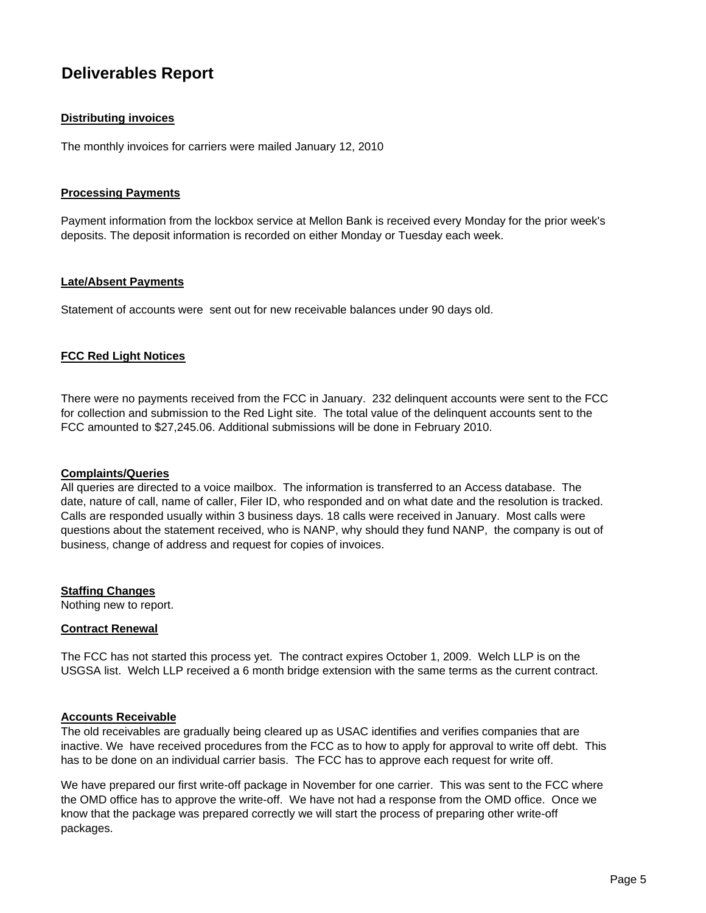# Deliverables Report

**Distributing invoices**

The monthly invoices for carriers were mailed January 12, 2010

**Processing Payments**

Payment information from the lockbox service at Mellon Bank is received every Monday for the prior week's deposits. The deposit information is recorded on either Monday or Tuesday each week.

**Late/Absent Payments**

Statement of accounts were sent out for new receivable balances under 90 days old.

**FCC Red Light Notices**

There were no payments received from the FCC in January. 232 delinquent accounts were sent to the FCC for collection and submission to the Red Light site. The total value of the delinquent accounts sent to the FCC amounted to $27,245.06. Additional submissions will be done in February 2010.

**Complaints/Queries**

All queries are directed to a voice mailbox. The information is transferred to an Access database. The date, nature of call, name of caller, Filer ID, who responded and on what date and the resolution is tracked. Calls are responded usually within 3 business days. 18 calls were received in January. Most calls were questions about the statement received, who is NANP, why should they fund NANP, the company is out of business, change of address and request for copies of invoices.

**Staffing Changes**

Nothing new to report.

**Contract Renewal**

The FCC has not started this process yet. The contract expires October 1, 2009. Welch LLP is on the USGSA list. Welch LLP received a 6 month bridge extension with the same terms as the current contract.

**Accounts Receivable**

The old receivables are gradually being cleared up as USAC identifies and verifies companies that are inactive. We have received procedures from the FCC as to how to apply for approval to write off debt. This has to be done on an individual carrier basis. The FCC has to approve each request for write off.

We have prepared our first write-off package in November for one carrier. This was sent to the FCC where the OMD office has to approve the write-off. We have not had a response from the OMD office. Once we know that the package was prepared correctly we will start the process of preparing other write-off packages.